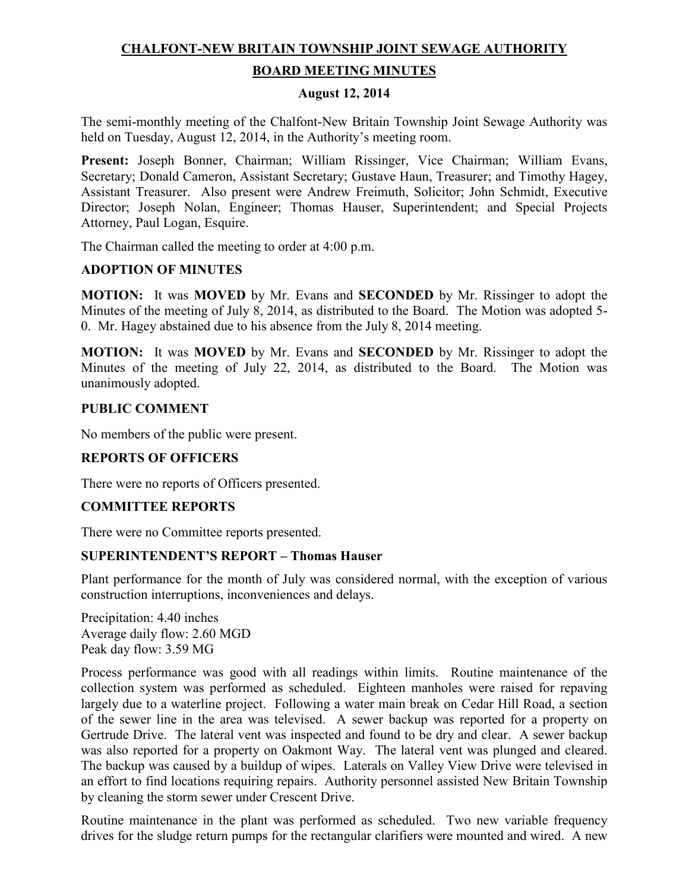# CHALFONT-NEW BRITAIN TOWNSHIP JOINT SEWAGE AUTHORITY

## BOARD MEETING MINUTES

### August 12, 2014

The semi-monthly meeting of the Chalfont-New Britain Township Joint Sewage Authority was held on Tuesday, August 12, 2014, in the Authority's meeting room.

**Present:** Joseph Bonner, Chairman; William Rissinger, Vice Chairman; William Evans, Secretary; Donald Cameron, Assistant Secretary; Gustave Haun, Treasurer; and Timothy Hagey, Assistant Treasurer. Also present were Andrew Freimuth, Solicitor; John Schmidt, Executive Director; Joseph Nolan, Engineer; Thomas Hauser, Superintendent; and Special Projects Attorney, Paul Logan, Esquire.

The Chairman called the meeting to order at 4:00 p.m.

### ADOPTION OF MINUTES

**MOTION:** It was **MOVED** by Mr. Evans and **SECONDED** by Mr. Rissinger to adopt the Minutes of the meeting of July 8, 2014, as distributed to the Board. The Motion was adopted 5-0. Mr. Hagey abstained due to his absence from the July 8, 2014 meeting.

**MOTION:** It was **MOVED** by Mr. Evans and **SECONDED** by Mr. Rissinger to adopt the Minutes of the meeting of July 22, 2014, as distributed to the Board. The Motion was unanimously adopted.

### PUBLIC COMMENT

No members of the public were present.

### REPORTS OF OFFICERS

There were no reports of Officers presented.

### COMMITTEE REPORTS

There were no Committee reports presented.

### SUPERINTENDENT'S REPORT – Thomas Hauser

Plant performance for the month of July was considered normal, with the exception of various construction interruptions, inconveniences and delays.

Precipitation: 4.40 inches
Average daily flow: 2.60 MGD
Peak day flow: 3.59 MG

Process performance was good with all readings within limits. Routine maintenance of the collection system was performed as scheduled. Eighteen manholes were raised for repaving largely due to a waterline project. Following a water main break on Cedar Hill Road, a section of the sewer line in the area was televised. A sewer backup was reported for a property on Gertrude Drive. The lateral vent was inspected and found to be dry and clear. A sewer backup was also reported for a property on Oakmont Way. The lateral vent was plunged and cleared. The backup was caused by a buildup of wipes. Laterals on Valley View Drive were televised in an effort to find locations requiring repairs. Authority personnel assisted New Britain Township by cleaning the storm sewer under Crescent Drive.

Routine maintenance in the plant was performed as scheduled. Two new variable frequency drives for the sludge return pumps for the rectangular clarifiers were mounted and wired. A new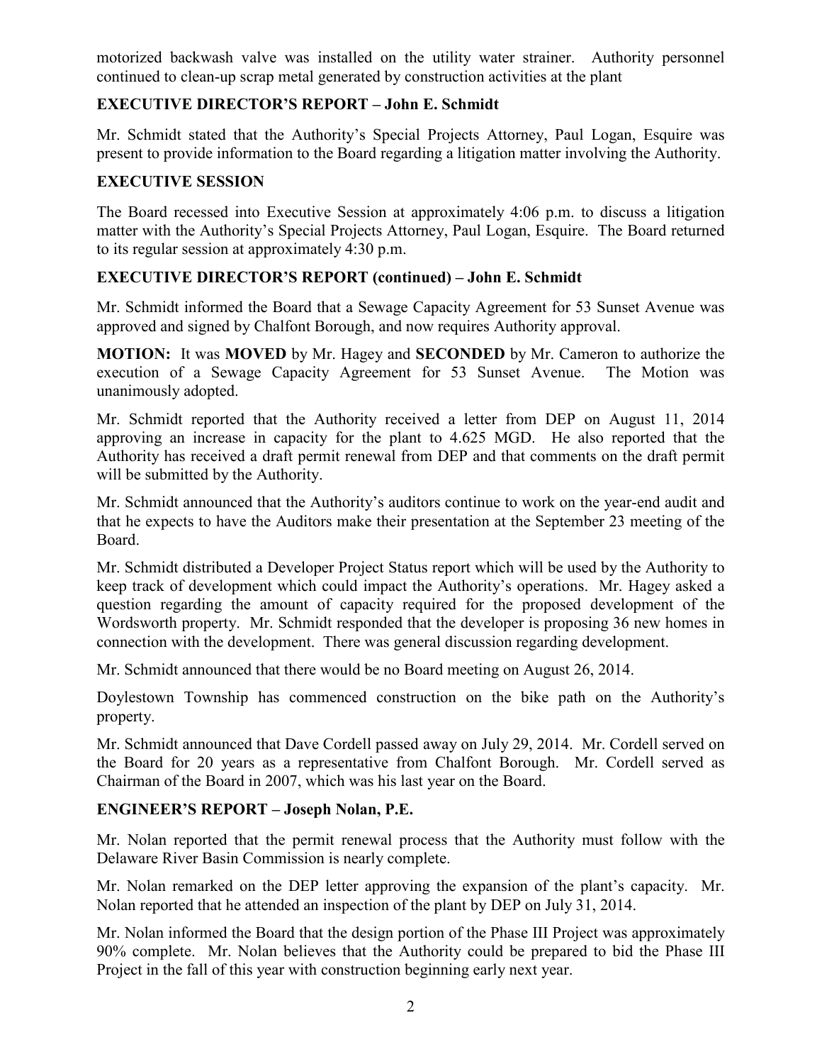motorized backwash valve was installed on the utility water strainer. Authority personnel continued to clean-up scrap metal generated by construction activities at the plant

## EXECUTIVE DIRECTOR'S REPORT – John E. Schmidt

Mr. Schmidt stated that the Authority's Special Projects Attorney, Paul Logan, Esquire was present to provide information to the Board regarding a litigation matter involving the Authority.

## EXECUTIVE SESSION

The Board recessed into Executive Session at approximately 4:06 p.m. to discuss a litigation matter with the Authority's Special Projects Attorney, Paul Logan, Esquire. The Board returned to its regular session at approximately 4:30 p.m.

## EXECUTIVE DIRECTOR'S REPORT (continued) – John E. Schmidt

Mr. Schmidt informed the Board that a Sewage Capacity Agreement for 53 Sunset Avenue was approved and signed by Chalfont Borough, and now requires Authority approval.

**MOTION:** It was **MOVED** by Mr. Hagey and **SECONDED** by Mr. Cameron to authorize the execution of a Sewage Capacity Agreement for 53 Sunset Avenue. The Motion was unanimously adopted.

Mr. Schmidt reported that the Authority received a letter from DEP on August 11, 2014 approving an increase in capacity for the plant to 4.625 MGD. He also reported that the Authority has received a draft permit renewal from DEP and that comments on the draft permit will be submitted by the Authority.

Mr. Schmidt announced that the Authority's auditors continue to work on the year-end audit and that he expects to have the Auditors make their presentation at the September 23 meeting of the Board.

Mr. Schmidt distributed a Developer Project Status report which will be used by the Authority to keep track of development which could impact the Authority's operations. Mr. Hagey asked a question regarding the amount of capacity required for the proposed development of the Wordsworth property. Mr. Schmidt responded that the developer is proposing 36 new homes in connection with the development. There was general discussion regarding development.

Mr. Schmidt announced that there would be no Board meeting on August 26, 2014.

Doylestown Township has commenced construction on the bike path on the Authority's property.

Mr. Schmidt announced that Dave Cordell passed away on July 29, 2014. Mr. Cordell served on the Board for 20 years as a representative from Chalfont Borough. Mr. Cordell served as Chairman of the Board in 2007, which was his last year on the Board.

## ENGINEER'S REPORT – Joseph Nolan, P.E.

Mr. Nolan reported that the permit renewal process that the Authority must follow with the Delaware River Basin Commission is nearly complete.

Mr. Nolan remarked on the DEP letter approving the expansion of the plant's capacity. Mr. Nolan reported that he attended an inspection of the plant by DEP on July 31, 2014.

Mr. Nolan informed the Board that the design portion of the Phase III Project was approximately 90% complete. Mr. Nolan believes that the Authority could be prepared to bid the Phase III Project in the fall of this year with construction beginning early next year.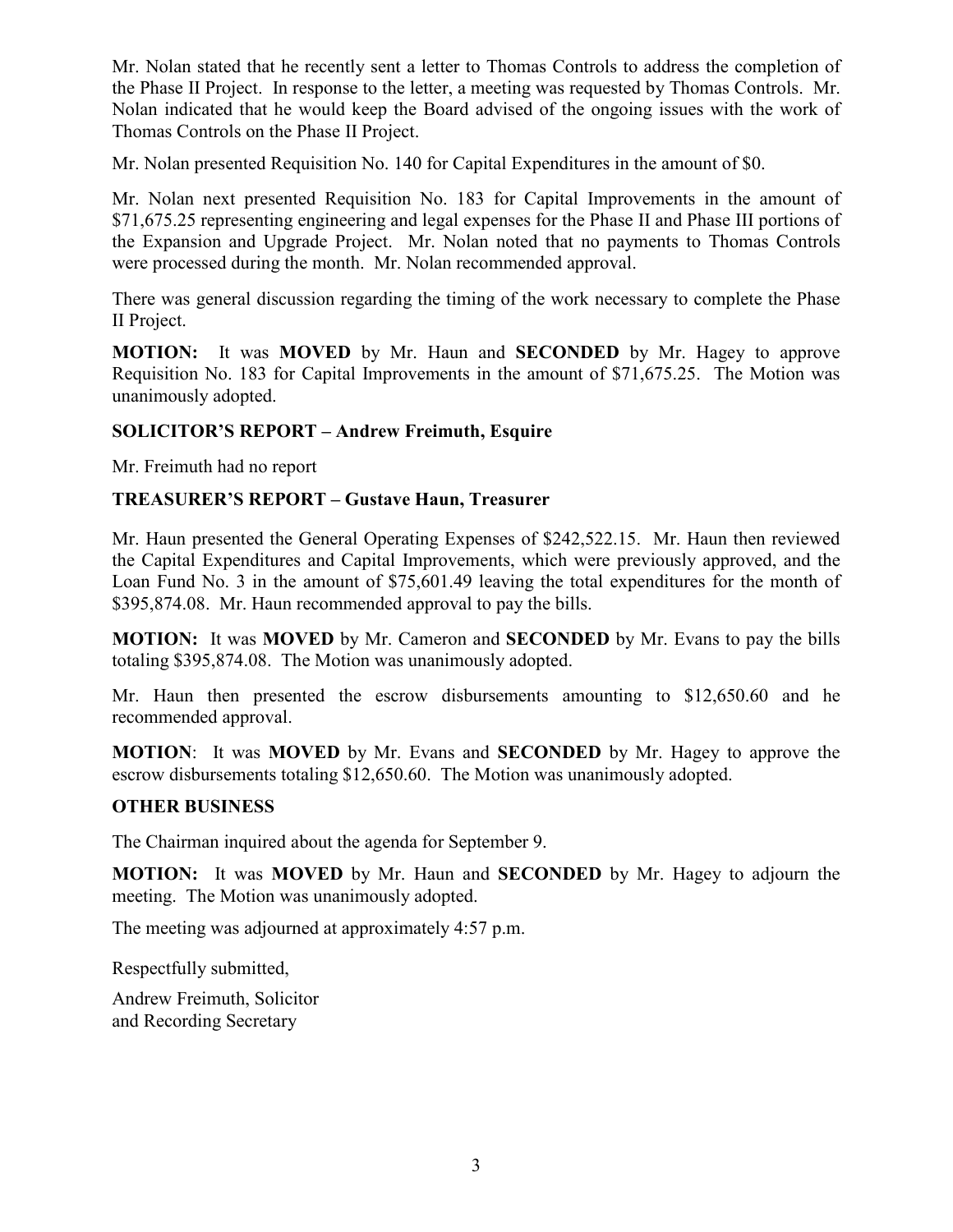Mr. Nolan stated that he recently sent a letter to Thomas Controls to address the completion of the Phase II Project. In response to the letter, a meeting was requested by Thomas Controls. Mr. Nolan indicated that he would keep the Board advised of the ongoing issues with the work of Thomas Controls on the Phase II Project.

Mr. Nolan presented Requisition No. 140 for Capital Expenditures in the amount of $0.

Mr. Nolan next presented Requisition No. 183 for Capital Improvements in the amount of $71,675.25 representing engineering and legal expenses for the Phase II and Phase III portions of the Expansion and Upgrade Project. Mr. Nolan noted that no payments to Thomas Controls were processed during the month. Mr. Nolan recommended approval.

There was general discussion regarding the timing of the work necessary to complete the Phase II Project.

**MOTION:** It was **MOVED** by Mr. Haun and **SECONDED** by Mr. Hagey to approve Requisition No. 183 for Capital Improvements in the amount of $71,675.25. The Motion was unanimously adopted.

**SOLICITOR'S REPORT – Andrew Freimuth, Esquire**

Mr. Freimuth had no report

**TREASURER'S REPORT – Gustave Haun, Treasurer**

Mr. Haun presented the General Operating Expenses of $242,522.15. Mr. Haun then reviewed the Capital Expenditures and Capital Improvements, which were previously approved, and the Loan Fund No. 3 in the amount of $75,601.49 leaving the total expenditures for the month of $395,874.08. Mr. Haun recommended approval to pay the bills.

**MOTION:** It was **MOVED** by Mr. Cameron and **SECONDED** by Mr. Evans to pay the bills totaling $395,874.08. The Motion was unanimously adopted.

Mr. Haun then presented the escrow disbursements amounting to $12,650.60 and he recommended approval.

**MOTION**: It was **MOVED** by Mr. Evans and **SECONDED** by Mr. Hagey to approve the escrow disbursements totaling $12,650.60. The Motion was unanimously adopted.

**OTHER BUSINESS**

The Chairman inquired about the agenda for September 9.

**MOTION:** It was **MOVED** by Mr. Haun and **SECONDED** by Mr. Hagey to adjourn the meeting. The Motion was unanimously adopted.

The meeting was adjourned at approximately 4:57 p.m.

Respectfully submitted,

Andrew Freimuth, Solicitor
and Recording Secretary